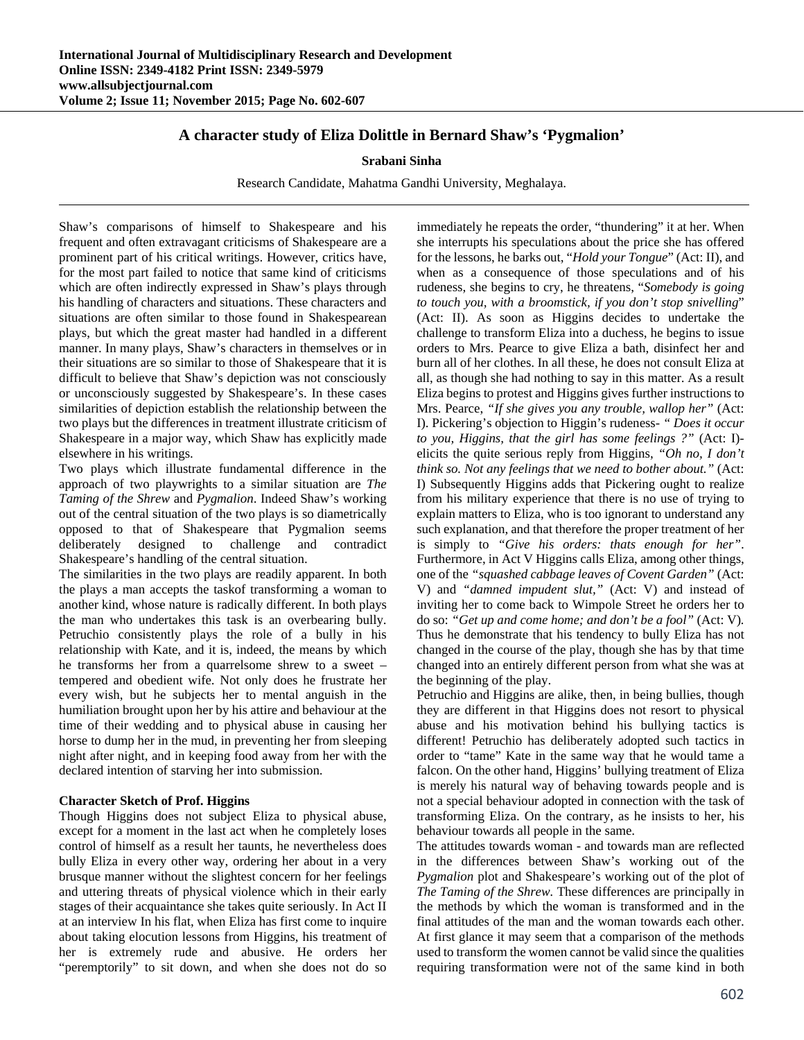# A character study of Eliza Dolittle in Bernard Shaw's 'Pygmalion'

**Srabani Sinha**

Research Candidate, Mahatma Gandhi University, Meghalaya.

---

Shaw's comparisons of himself to Shakespeare and his frequent and often extravagant criticisms of Shakespeare are a prominent part of his critical writings. However, critics have, for the most part failed to notice that same kind of criticisms which are often indirectly expressed in Shaw's plays through his handling of characters and situations. These characters and situations are often similar to those found in Shakespearean plays, but which the great master had handled in a different manner. In many plays, Shaw's characters in themselves or in their situations are so similar to those of Shakespeare that it is difficult to believe that Shaw's depiction was not consciously or unconsciously suggested by Shakespeare's. In these cases similarities of depiction establish the relationship between the two plays but the differences in treatment illustrate criticism of Shakespeare in a major way, which Shaw has explicitly made elsewhere in his writings.

Two plays which illustrate fundamental difference in the approach of two playwrights to a similar situation are *The Taming of the Shrew* and *Pygmalion*. Indeed Shaw's working out of the central situation of the two plays is so diametrically opposed to that of Shakespeare that Pygmalion seems deliberately designed to challenge and contradict Shakespeare's handling of the central situation.

The similarities in the two plays are readily apparent. In both the plays a man accepts the taskof transforming a woman to another kind, whose nature is radically different. In both plays the man who undertakes this task is an overbearing bully. Petruchio consistently plays the role of a bully in his relationship with Kate, and it is, indeed, the means by which he transforms her from a quarrelsome shrew to a sweet – tempered and obedient wife. Not only does he frustrate her every wish, but he subjects her to mental anguish in the humiliation brought upon her by his attire and behaviour at the time of their wedding and to physical abuse in causing her horse to dump her in the mud, in preventing her from sleeping night after night, and in keeping food away from her with the declared intention of starving her into submission.

**Character Sketch of Prof. Higgins**

Though Higgins does not subject Eliza to physical abuse, except for a moment in the last act when he completely loses control of himself as a result her taunts, he nevertheless does bully Eliza in every other way, ordering her about in a very brusque manner without the slightest concern for her feelings and uttering threats of physical violence which in their early stages of their acquaintance she takes quite seriously. In Act II at an interview In his flat, when Eliza has first come to inquire about taking elocution lessons from Higgins, his treatment of her is extremely rude and abusive. He orders her "peremptorily" to sit down, and when she does not do so immediately he repeats the order, "thundering" it at her. When she interrupts his speculations about the price she has offered for the lessons, he barks out, "*Hold your Tongue*" (Act: II), and when as a consequence of those speculations and of his rudeness, she begins to cry, he threatens, "*Somebody is going to touch you, with a broomstick, if you don't stop snivelling*" (Act: II). As soon as Higgins decides to undertake the challenge to transform Eliza into a duchess, he begins to issue orders to Mrs. Pearce to give Eliza a bath, disinfect her and burn all of her clothes. In all these, he does not consult Eliza at all, as though she had nothing to say in this matter. As a result Eliza begins to protest and Higgins gives further instructions to Mrs. Pearce, *"If she gives you any trouble, wallop her"* (Act: I). Pickering's objection to Higgin's rudeness- *" Does it occur to you, Higgins, that the girl has some feelings ?"* (Act: I)- elicits the quite serious reply from Higgins, *"Oh no, I don't think so. Not any feelings that we need to bother about."* (Act: I) Subsequently Higgins adds that Pickering ought to realize from his military experience that there is no use of trying to explain matters to Eliza, who is too ignorant to understand any such explanation, and that therefore the proper treatment of her is simply to *"Give his orders: thats enough for her"*. Furthermore, in Act V Higgins calls Eliza, among other things, one of the *"squashed cabbage leaves of Covent Garden"* (Act: V) and *"damned impudent slut,"* (Act: V) and instead of inviting her to come back to Wimpole Street he orders her to do so: *"Get up and come home; and don't be a fool"* (Act: V). Thus he demonstrate that his tendency to bully Eliza has not changed in the course of the play, though she has by that time changed into an entirely different person from what she was at the beginning of the play.

Petruchio and Higgins are alike, then, in being bullies, though they are different in that Higgins does not resort to physical abuse and his motivation behind his bullying tactics is different! Petruchio has deliberately adopted such tactics in order to "tame" Kate in the same way that he would tame a falcon. On the other hand, Higgins' bullying treatment of Eliza is merely his natural way of behaving towards people and is not a special behaviour adopted in connection with the task of transforming Eliza. On the contrary, as he insists to her, his behaviour towards all people in the same.

The attitudes towards woman - and towards man are reflected in the differences between Shaw's working out of the *Pygmalion* plot and Shakespeare's working out of the plot of *The Taming of the Shrew.* These differences are principally in the methods by which the woman is transformed and in the final attitudes of the man and the woman towards each other. At first glance it may seem that a comparison of the methods used to transform the women cannot be valid since the qualities requiring transformation were not of the same kind in both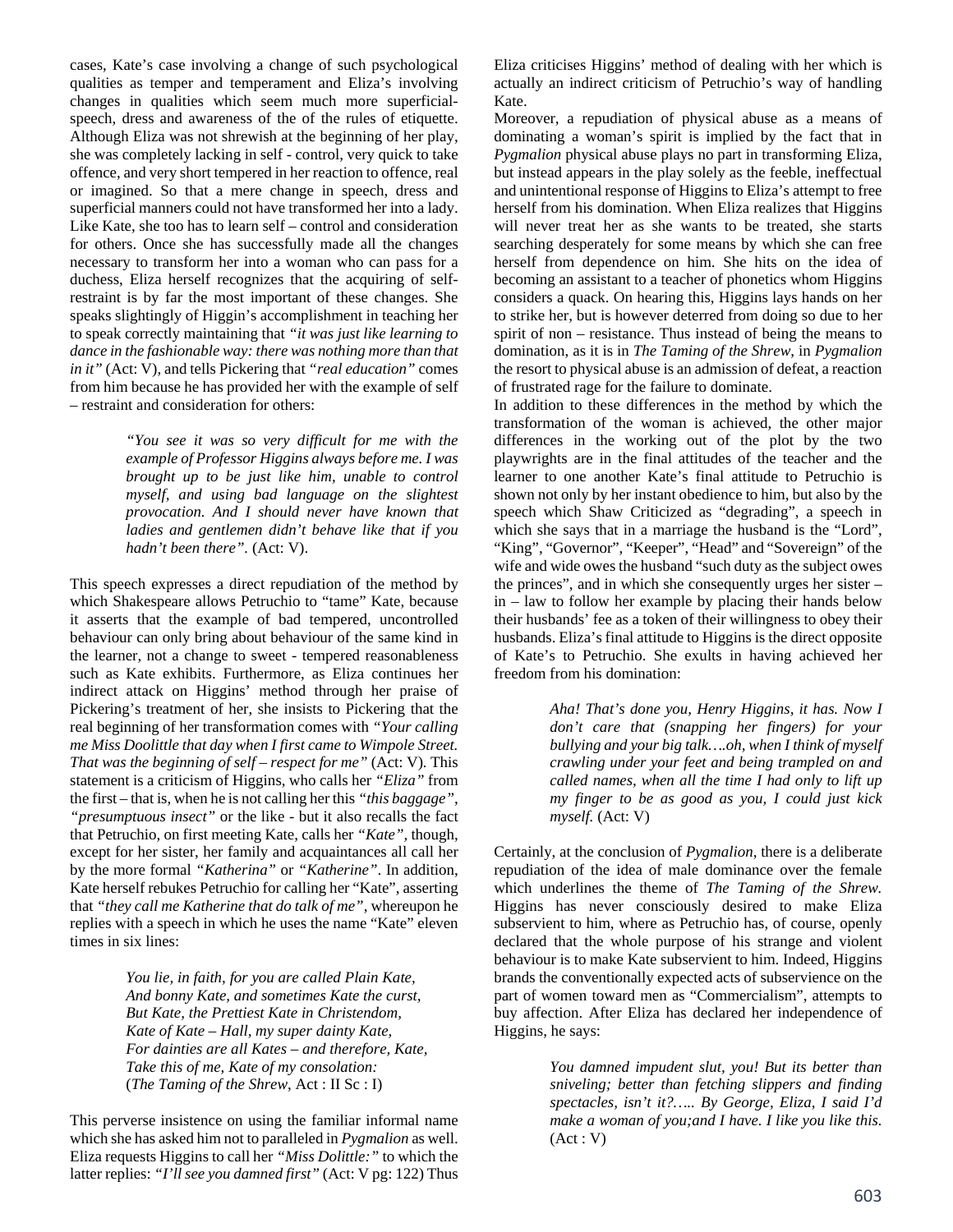cases, Kate's case involving a change of such psychological qualities as temper and temperament and Eliza's involving changes in qualities which seem much more superficial-speech, dress and awareness of the of the rules of etiquette. Although Eliza was not shrewish at the beginning of her play, she was completely lacking in self - control, very quick to take offence, and very short tempered in her reaction to offence, real or imagined. So that a mere change in speech, dress and superficial manners could not have transformed her into a lady. Like Kate, she too has to learn self – control and consideration for others. Once she has successfully made all the changes necessary to transform her into a woman who can pass for a duchess, Eliza herself recognizes that the acquiring of self-restraint is by far the most important of these changes. She speaks slightingly of Higgin's accomplishment in teaching her to speak correctly maintaining that *"it was just like learning to dance in the fashionable way: there was nothing more than that in it"* (Act: V), and tells Pickering that *"real education"* comes from him because he has provided her with the example of self – restraint and consideration for others:

> *"You see it was so very difficult for me with the example of Professor Higgins always before me. I was brought up to be just like him, unable to control myself, and using bad language on the slightest provocation. And I should never have known that ladies and gentlemen didn't behave like that if you hadn't been there".* (Act: V).

This speech expresses a direct repudiation of the method by which Shakespeare allows Petruchio to "tame" Kate, because it asserts that the example of bad tempered, uncontrolled behaviour can only bring about behaviour of the same kind in the learner, not a change to sweet - tempered reasonableness such as Kate exhibits. Furthermore, as Eliza continues her indirect attack on Higgins' method through her praise of Pickering's treatment of her, she insists to Pickering that the real beginning of her transformation comes with *"Your calling me Miss Doolittle that day when I first came to Wimpole Street. That was the beginning of self – respect for me"* (Act: V). This statement is a criticism of Higgins, who calls her *"Eliza"* from the first – that is, when he is not calling her this *"this baggage"*, *"presumptuous insect"* or the like - but it also recalls the fact that Petruchio, on first meeting Kate, calls her *"Kate"*, though, except for her sister, her family and acquaintances all call her by the more formal *"Katherina"* or *"Katherine"*. In addition, Kate herself rebukes Petruchio for calling her "Kate", asserting that *"they call me Katherine that do talk of me"*, whereupon he replies with a speech in which he uses the name "Kate" eleven times in six lines:

> *You lie, in faith, for you are called Plain Kate,*
> *And bonny Kate, and sometimes Kate the curst,*
> *But Kate, the Prettiest Kate in Christendom,*
> *Kate of Kate – Hall, my super dainty Kate,*
> *For dainties are all Kates – and therefore, Kate,*
> *Take this of me, Kate of my consolation:*
> (*The Taming of the Shrew*, Act : II Sc : I)

This perverse insistence on using the familiar informal name which she has asked him not to paralleled in *Pygmalion* as well. Eliza requests Higgins to call her *"Miss Dolittle:"* to which the latter replies: *"I'll see you damned first"* (Act: V pg: 122) Thus Eliza criticises Higgins' method of dealing with her which is actually an indirect criticism of Petruchio's way of handling Kate.

Moreover, a repudiation of physical abuse as a means of dominating a woman's spirit is implied by the fact that in *Pygmalion* physical abuse plays no part in transforming Eliza, but instead appears in the play solely as the feeble, ineffectual and unintentional response of Higgins to Eliza's attempt to free herself from his domination. When Eliza realizes that Higgins will never treat her as she wants to be treated, she starts searching desperately for some means by which she can free herself from dependence on him. She hits on the idea of becoming an assistant to a teacher of phonetics whom Higgins considers a quack. On hearing this, Higgins lays hands on her to strike her, but is however deterred from doing so due to her spirit of non – resistance. Thus instead of being the means to domination, as it is in *The Taming of the Shrew*, in *Pygmalion* the resort to physical abuse is an admission of defeat, a reaction of frustrated rage for the failure to dominate.

In addition to these differences in the method by which the transformation of the woman is achieved, the other major differences in the working out of the plot by the two playwrights are in the final attitudes of the teacher and the learner to one another Kate's final attitude to Petruchio is shown not only by her instant obedience to him, but also by the speech which Shaw Criticized as "degrading", a speech in which she says that in a marriage the husband is the "Lord", "King", "Governor", "Keeper", "Head" and "Sovereign" of the wife and wide owes the husband "such duty as the subject owes the princes", and in which she consequently urges her sister – in – law to follow her example by placing their hands below their husbands' fee as a token of their willingness to obey their husbands. Eliza's final attitude to Higgins is the direct opposite of Kate's to Petruchio. She exults in having achieved her freedom from his domination:

> *Aha! That's done you, Henry Higgins, it has. Now I don't care that (snapping her fingers) for your bullying and your big talk….oh, when I think of myself crawling under your feet and being trampled on and called names, when all the time I had only to lift up my finger to be as good as you, I could just kick myself.* (Act: V)

Certainly, at the conclusion of *Pygmalion*, there is a deliberate repudiation of the idea of male dominance over the female which underlines the theme of *The Taming of the Shrew.* Higgins has never consciously desired to make Eliza subservient to him, where as Petruchio has, of course, openly declared that the whole purpose of his strange and violent behaviour is to make Kate subservient to him. Indeed, Higgins brands the conventionally expected acts of subservience on the part of women toward men as "Commercialism", attempts to buy affection. After Eliza has declared her independence of Higgins, he says:

> *You damned impudent slut, you! But its better than sniveling; better than fetching slippers and finding spectacles, isn't it?….. By George, Eliza, I said I'd make a woman of you;and I have. I like you like this.* (Act : V)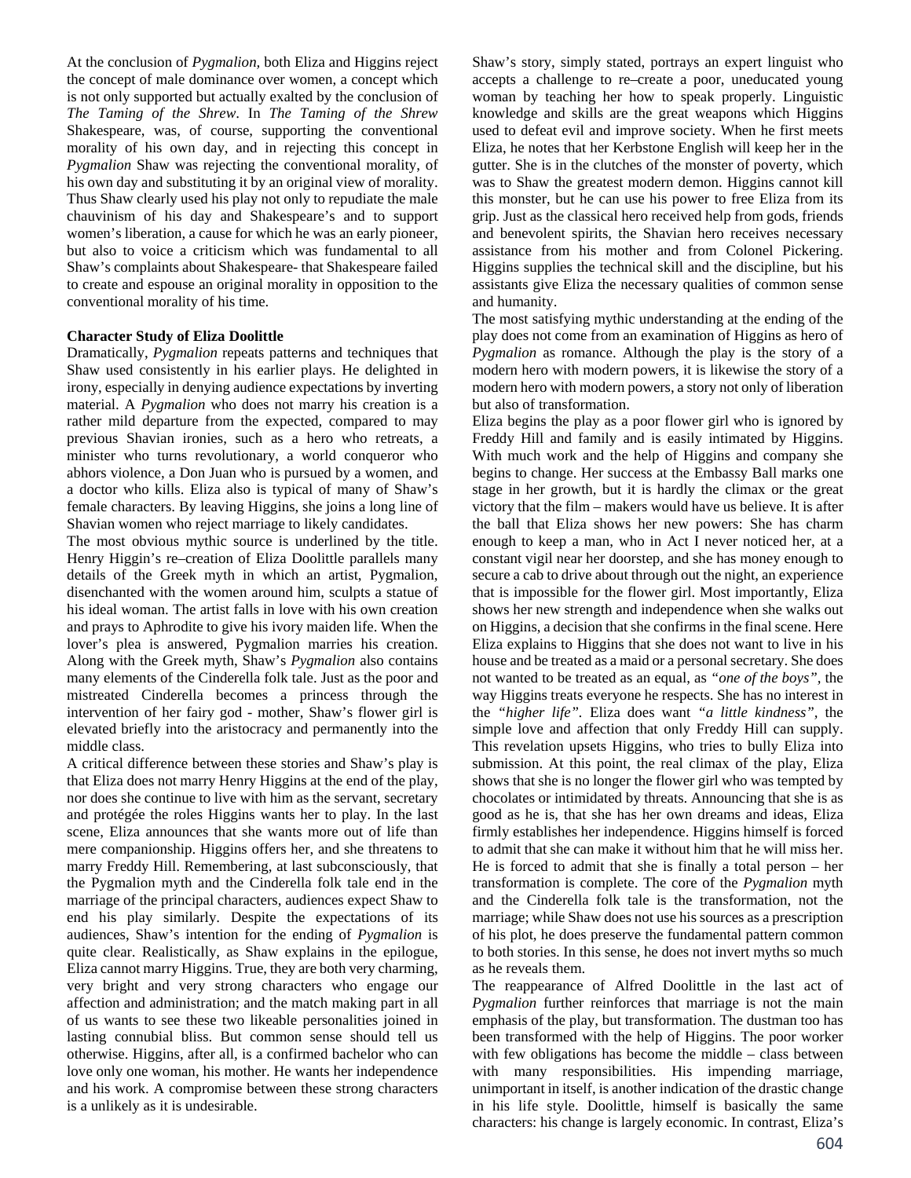At the conclusion of *Pygmalion,* both Eliza and Higgins reject the concept of male dominance over women, a concept which is not only supported but actually exalted by the conclusion of *The Taming of the Shrew*. In *The Taming of the Shrew* Shakespeare, was, of course, supporting the conventional morality of his own day, and in rejecting this concept in *Pygmalion* Shaw was rejecting the conventional morality, of his own day and substituting it by an original view of morality. Thus Shaw clearly used his play not only to repudiate the male chauvinism of his day and Shakespeare's and to support women's liberation, a cause for which he was an early pioneer, but also to voice a criticism which was fundamental to all Shaw's complaints about Shakespeare- that Shakespeare failed to create and espouse an original morality in opposition to the conventional morality of his time.

**Character Study of Eliza Doolittle**

Dramatically, *Pygmalion* repeats patterns and techniques that Shaw used consistently in his earlier plays. He delighted in irony, especially in denying audience expectations by inverting material. A *Pygmalion* who does not marry his creation is a rather mild departure from the expected, compared to may previous Shavian ironies, such as a hero who retreats, a minister who turns revolutionary, a world conqueror who abhors violence, a Don Juan who is pursued by a women, and a doctor who kills. Eliza also is typical of many of Shaw's female characters. By leaving Higgins, she joins a long line of Shavian women who reject marriage to likely candidates.

The most obvious mythic source is underlined by the title. Henry Higgin's re–creation of Eliza Doolittle parallels many details of the Greek myth in which an artist, Pygmalion, disenchanted with the women around him, sculpts a statue of his ideal woman. The artist falls in love with his own creation and prays to Aphrodite to give his ivory maiden life. When the lover's plea is answered, Pygmalion marries his creation. Along with the Greek myth, Shaw's *Pygmalion* also contains many elements of the Cinderella folk tale. Just as the poor and mistreated Cinderella becomes a princess through the intervention of her fairy god - mother, Shaw's flower girl is elevated briefly into the aristocracy and permanently into the middle class.

A critical difference between these stories and Shaw's play is that Eliza does not marry Henry Higgins at the end of the play, nor does she continue to live with him as the servant, secretary and protégée the roles Higgins wants her to play. In the last scene, Eliza announces that she wants more out of life than mere companionship. Higgins offers her, and she threatens to marry Freddy Hill. Remembering, at last subconsciously, that the Pygmalion myth and the Cinderella folk tale end in the marriage of the principal characters, audiences expect Shaw to end his play similarly. Despite the expectations of its audiences, Shaw's intention for the ending of *Pygmalion* is quite clear. Realistically, as Shaw explains in the epilogue, Eliza cannot marry Higgins. True, they are both very charming, very bright and very strong characters who engage our affection and administration; and the match making part in all of us wants to see these two likeable personalities joined in lasting connubial bliss. But common sense should tell us otherwise. Higgins, after all, is a confirmed bachelor who can love only one woman, his mother. He wants her independence and his work. A compromise between these strong characters is a unlikely as it is undesirable.

Shaw's story, simply stated, portrays an expert linguist who accepts a challenge to re–create a poor, uneducated young woman by teaching her how to speak properly. Linguistic knowledge and skills are the great weapons which Higgins used to defeat evil and improve society. When he first meets Eliza, he notes that her Kerbstone English will keep her in the gutter. She is in the clutches of the monster of poverty, which was to Shaw the greatest modern demon. Higgins cannot kill this monster, but he can use his power to free Eliza from its grip. Just as the classical hero received help from gods, friends and benevolent spirits, the Shavian hero receives necessary assistance from his mother and from Colonel Pickering. Higgins supplies the technical skill and the discipline, but his assistants give Eliza the necessary qualities of common sense and humanity.

The most satisfying mythic understanding at the ending of the play does not come from an examination of Higgins as hero of *Pygmalion* as romance. Although the play is the story of a modern hero with modern powers, it is likewise the story of a modern hero with modern powers, a story not only of liberation but also of transformation.

Eliza begins the play as a poor flower girl who is ignored by Freddy Hill and family and is easily intimated by Higgins. With much work and the help of Higgins and company she begins to change. Her success at the Embassy Ball marks one stage in her growth, but it is hardly the climax or the great victory that the film – makers would have us believe. It is after the ball that Eliza shows her new powers: She has charm enough to keep a man, who in Act I never noticed her, at a constant vigil near her doorstep, and she has money enough to secure a cab to drive about through out the night, an experience that is impossible for the flower girl. Most importantly, Eliza shows her new strength and independence when she walks out on Higgins, a decision that she confirms in the final scene. Here Eliza explains to Higgins that she does not want to live in his house and be treated as a maid or a personal secretary. She does not wanted to be treated as an equal, as *"one of the boys"*, the way Higgins treats everyone he respects. She has no interest in the *"higher life"*. Eliza does want *"a little kindness"*, the simple love and affection that only Freddy Hill can supply. This revelation upsets Higgins, who tries to bully Eliza into submission. At this point, the real climax of the play, Eliza shows that she is no longer the flower girl who was tempted by chocolates or intimidated by threats. Announcing that she is as good as he is, that she has her own dreams and ideas, Eliza firmly establishes her independence. Higgins himself is forced to admit that she can make it without him that he will miss her. He is forced to admit that she is finally a total person – her transformation is complete. The core of the *Pygmalion* myth and the Cinderella folk tale is the transformation, not the marriage; while Shaw does not use his sources as a prescription of his plot, he does preserve the fundamental pattern common to both stories. In this sense, he does not invert myths so much as he reveals them.

The reappearance of Alfred Doolittle in the last act of *Pygmalion* further reinforces that marriage is not the main emphasis of the play, but transformation. The dustman too has been transformed with the help of Higgins. The poor worker with few obligations has become the middle – class between with many responsibilities. His impending marriage, unimportant in itself, is another indication of the drastic change in his life style. Doolittle, himself is basically the same characters: his change is largely economic. In contrast, Eliza's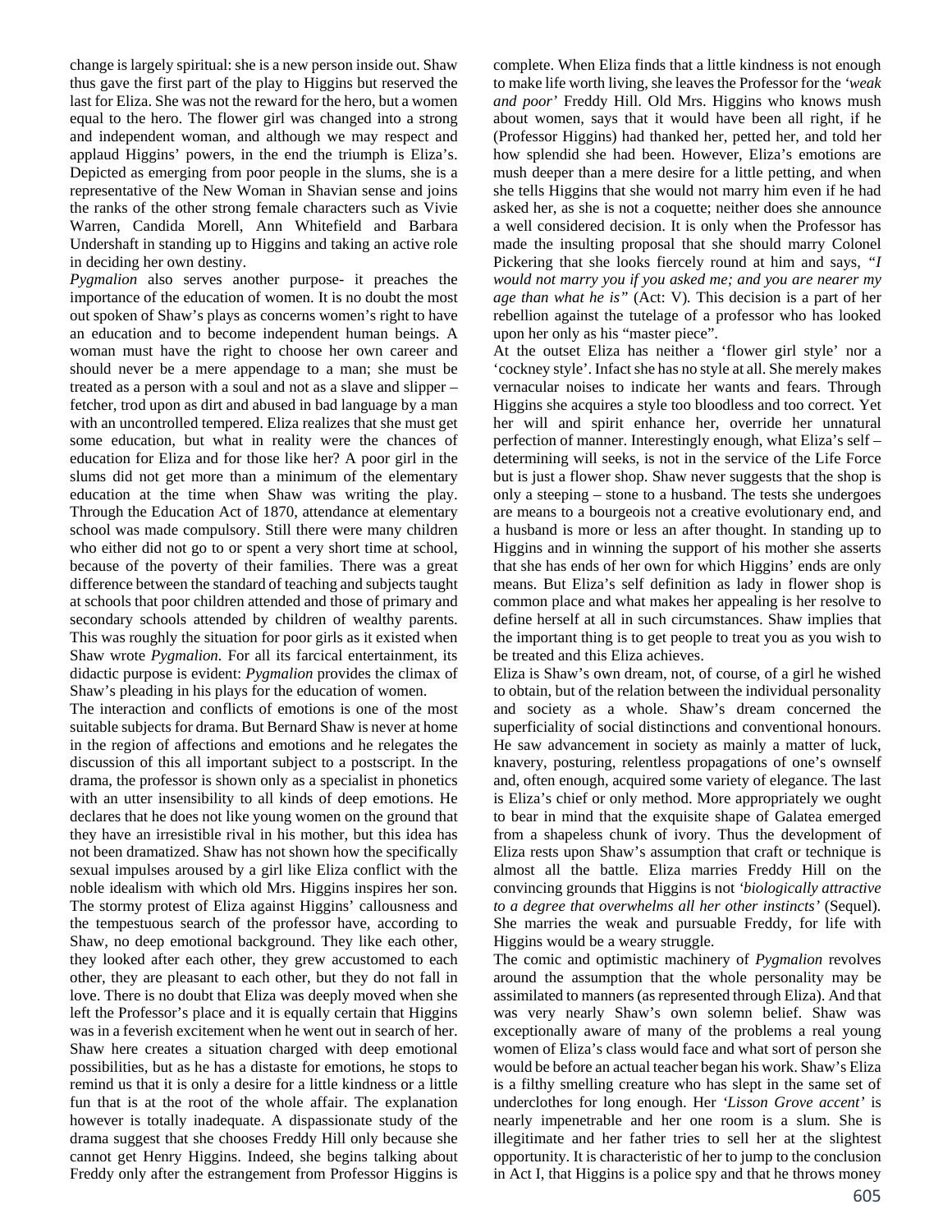change is largely spiritual: she is a new person inside out. Shaw thus gave the first part of the play to Higgins but reserved the last for Eliza. She was not the reward for the hero, but a women equal to the hero. The flower girl was changed into a strong and independent woman, and although we may respect and applaud Higgins' powers, in the end the triumph is Eliza's. Depicted as emerging from poor people in the slums, she is a representative of the New Woman in Shavian sense and joins the ranks of the other strong female characters such as Vivie Warren, Candida Morell, Ann Whitefield and Barbara Undershaft in standing up to Higgins and taking an active role in deciding her own destiny.

*Pygmalion* also serves another purpose- it preaches the importance of the education of women. It is no doubt the most out spoken of Shaw's plays as concerns women's right to have an education and to become independent human beings. A woman must have the right to choose her own career and should never be a mere appendage to a man; she must be treated as a person with a soul and not as a slave and slipper – fetcher, trod upon as dirt and abused in bad language by a man with an uncontrolled tempered. Eliza realizes that she must get some education, but what in reality were the chances of education for Eliza and for those like her? A poor girl in the slums did not get more than a minimum of the elementary education at the time when Shaw was writing the play. Through the Education Act of 1870, attendance at elementary school was made compulsory. Still there were many children who either did not go to or spent a very short time at school, because of the poverty of their families. There was a great difference between the standard of teaching and subjects taught at schools that poor children attended and those of primary and secondary schools attended by children of wealthy parents. This was roughly the situation for poor girls as it existed when Shaw wrote *Pygmalion.* For all its farcical entertainment, its didactic purpose is evident: *Pygmalion* provides the climax of Shaw's pleading in his plays for the education of women.

The interaction and conflicts of emotions is one of the most suitable subjects for drama. But Bernard Shaw is never at home in the region of affections and emotions and he relegates the discussion of this all important subject to a postscript. In the drama, the professor is shown only as a specialist in phonetics with an utter insensibility to all kinds of deep emotions. He declares that he does not like young women on the ground that they have an irresistible rival in his mother, but this idea has not been dramatized. Shaw has not shown how the specifically sexual impulses aroused by a girl like Eliza conflict with the noble idealism with which old Mrs. Higgins inspires her son. The stormy protest of Eliza against Higgins' callousness and the tempestuous search of the professor have, according to Shaw, no deep emotional background. They like each other, they looked after each other, they grew accustomed to each other, they are pleasant to each other, but they do not fall in love. There is no doubt that Eliza was deeply moved when she left the Professor's place and it is equally certain that Higgins was in a feverish excitement when he went out in search of her. Shaw here creates a situation charged with deep emotional possibilities, but as he has a distaste for emotions, he stops to remind us that it is only a desire for a little kindness or a little fun that is at the root of the whole affair. The explanation however is totally inadequate. A dispassionate study of the drama suggest that she chooses Freddy Hill only because she cannot get Henry Higgins. Indeed, she begins talking about Freddy only after the estrangement from Professor Higgins is complete. When Eliza finds that a little kindness is not enough to make life worth living, she leaves the Professor for the *'weak and poor'* Freddy Hill. Old Mrs. Higgins who knows mush about women, says that it would have been all right, if he (Professor Higgins) had thanked her, petted her, and told her how splendid she had been. However, Eliza's emotions are mush deeper than a mere desire for a little petting, and when she tells Higgins that she would not marry him even if he had asked her, as she is not a coquette; neither does she announce a well considered decision. It is only when the Professor has made the insulting proposal that she should marry Colonel Pickering that she looks fiercely round at him and says, *"I would not marry you if you asked me; and you are nearer my age than what he is"* (Act: V). This decision is a part of her rebellion against the tutelage of a professor who has looked upon her only as his "master piece".

At the outset Eliza has neither a 'flower girl style' nor a 'cockney style'. Infact she has no style at all. She merely makes vernacular noises to indicate her wants and fears. Through Higgins she acquires a style too bloodless and too correct. Yet her will and spirit enhance her, override her unnatural perfection of manner. Interestingly enough, what Eliza's self – determining will seeks, is not in the service of the Life Force but is just a flower shop. Shaw never suggests that the shop is only a steeping – stone to a husband. The tests she undergoes are means to a bourgeois not a creative evolutionary end, and a husband is more or less an after thought. In standing up to Higgins and in winning the support of his mother she asserts that she has ends of her own for which Higgins' ends are only means. But Eliza's self definition as lady in flower shop is common place and what makes her appealing is her resolve to define herself at all in such circumstances. Shaw implies that the important thing is to get people to treat you as you wish to be treated and this Eliza achieves.

Eliza is Shaw's own dream, not, of course, of a girl he wished to obtain, but of the relation between the individual personality and society as a whole. Shaw's dream concerned the superficiality of social distinctions and conventional honours. He saw advancement in society as mainly a matter of luck, knavery, posturing, relentless propagations of one's ownself and, often enough, acquired some variety of elegance. The last is Eliza's chief or only method. More appropriately we ought to bear in mind that the exquisite shape of Galatea emerged from a shapeless chunk of ivory. Thus the development of Eliza rests upon Shaw's assumption that craft or technique is almost all the battle. Eliza marries Freddy Hill on the convincing grounds that Higgins is not *'biologically attractive to a degree that overwhelms all her other instincts'* (Sequel). She marries the weak and pursuable Freddy, for life with Higgins would be a weary struggle.

The comic and optimistic machinery of *Pygmalion* revolves around the assumption that the whole personality may be assimilated to manners (as represented through Eliza). And that was very nearly Shaw's own solemn belief. Shaw was exceptionally aware of many of the problems a real young women of Eliza's class would face and what sort of person she would be before an actual teacher began his work. Shaw's Eliza is a filthy smelling creature who has slept in the same set of underclothes for long enough. Her *'Lisson Grove accent'* is nearly impenetrable and her one room is a slum. She is illegitimate and her father tries to sell her at the slightest opportunity. It is characteristic of her to jump to the conclusion in Act I, that Higgins is a police spy and that he throws money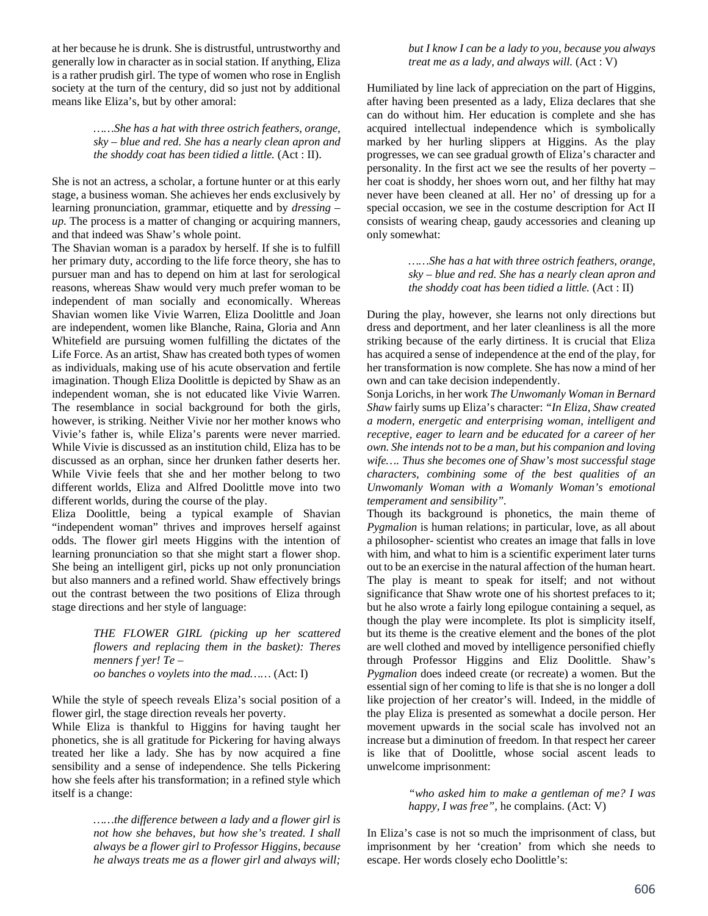at her because he is drunk. She is distrustful, untrustworthy and generally low in character as in social station. If anything, Eliza is a rather prudish girl. The type of women who rose in English society at the turn of the century, did so just not by additional means like Eliza's, but by other amoral:

> *……She has a hat with three ostrich feathers, orange, sky – blue and red. She has a nearly clean apron and the shoddy coat has been tidied a little.* (Act : II).

She is not an actress, a scholar, a fortune hunter or at this early stage, a business woman. She achieves her ends exclusively by learning pronunciation, grammar, etiquette and by *dressing – up*. The process is a matter of changing or acquiring manners, and that indeed was Shaw's whole point.

The Shavian woman is a paradox by herself. If she is to fulfill her primary duty, according to the life force theory, she has to pursuer man and has to depend on him at last for serological reasons, whereas Shaw would very much prefer woman to be independent of man socially and economically. Whereas Shavian women like Vivie Warren, Eliza Doolittle and Joan are independent, women like Blanche, Raina, Gloria and Ann Whitefield are pursuing women fulfilling the dictates of the Life Force. As an artist, Shaw has created both types of women as individuals, making use of his acute observation and fertile imagination. Though Eliza Doolittle is depicted by Shaw as an independent woman, she is not educated like Vivie Warren. The resemblance in social background for both the girls, however, is striking. Neither Vivie nor her mother knows who Vivie's father is, while Eliza's parents were never married. While Vivie is discussed as an institution child, Eliza has to be discussed as an orphan, since her drunken father deserts her. While Vivie feels that she and her mother belong to two different worlds, Eliza and Alfred Doolittle move into two different worlds, during the course of the play.

Eliza Doolittle, being a typical example of Shavian "independent woman" thrives and improves herself against odds. The flower girl meets Higgins with the intention of learning pronunciation so that she might start a flower shop. She being an intelligent girl, picks up not only pronunciation but also manners and a refined world. Shaw effectively brings out the contrast between the two positions of Eliza through stage directions and her style of language:

> *THE FLOWER GIRL (picking up her scattered flowers and replacing them in the basket): Theres menners f yer! Te –*
> *oo banches o voylets into the mad……* (Act: I)

While the style of speech reveals Eliza's social position of a flower girl, the stage direction reveals her poverty.

While Eliza is thankful to Higgins for having taught her phonetics, she is all gratitude for Pickering for having always treated her like a lady. She has by now acquired a fine sensibility and a sense of independence. She tells Pickering how she feels after his transformation; in a refined style which itself is a change:

> *……the difference between a lady and a flower girl is not how she behaves, but how she's treated. I shall always be a flower girl to Professor Higgins, because he always treats me as a flower girl and always will; but I know I can be a lady to you, because you always treat me as a lady, and always will.* (Act : V)

Humiliated by line lack of appreciation on the part of Higgins, after having been presented as a lady, Eliza declares that she can do without him. Her education is complete and she has acquired intellectual independence which is symbolically marked by her hurling slippers at Higgins. As the play progresses, we can see gradual growth of Eliza's character and personality. In the first act we see the results of her poverty – her coat is shoddy, her shoes worn out, and her filthy hat may never have been cleaned at all. Her no' of dressing up for a special occasion, we see in the costume description for Act II consists of wearing cheap, gaudy accessories and cleaning up only somewhat:

> *……She has a hat with three ostrich feathers, orange, sky – blue and red. She has a nearly clean apron and the shoddy coat has been tidied a little.* (Act : II)

During the play, however, she learns not only directions but dress and deportment, and her later cleanliness is all the more striking because of the early dirtiness. It is crucial that Eliza has acquired a sense of independence at the end of the play, for her transformation is now complete. She has now a mind of her own and can take decision independently.

Sonja Lorichs, in her work *The Unwomanly Woman in Bernard Shaw* fairly sums up Eliza's character: *"In Eliza, Shaw created a modern, energetic and enterprising woman, intelligent and receptive, eager to learn and be educated for a career of her own. She intends not to be a man, but his companion and loving wife…. Thus she becomes one of Shaw's most successful stage characters, combining some of the best qualities of an Unwomanly Woman with a Womanly Woman's emotional temperament and sensibility".*

Though its background is phonetics, the main theme of *Pygmalion* is human relations; in particular, love, as all about a philosopher- scientist who creates an image that falls in love with him, and what to him is a scientific experiment later turns out to be an exercise in the natural affection of the human heart. The play is meant to speak for itself; and not without significance that Shaw wrote one of his shortest prefaces to it; but he also wrote a fairly long epilogue containing a sequel, as though the play were incomplete. Its plot is simplicity itself, but its theme is the creative element and the bones of the plot are well clothed and moved by intelligence personified chiefly through Professor Higgins and Eliz Doolittle. Shaw's *Pygmalion* does indeed create (or recreate) a women. But the essential sign of her coming to life is that she is no longer a doll like projection of her creator's will. Indeed, in the middle of the play Eliza is presented as somewhat a docile person. Her movement upwards in the social scale has involved not an increase but a diminution of freedom. In that respect her career is like that of Doolittle, whose social ascent leads to unwelcome imprisonment:

> *"who asked him to make a gentleman of me? I was happy, I was free"*, he complains. (Act: V)

In Eliza's case is not so much the imprisonment of class, but imprisonment by her 'creation' from which she needs to escape. Her words closely echo Doolittle's: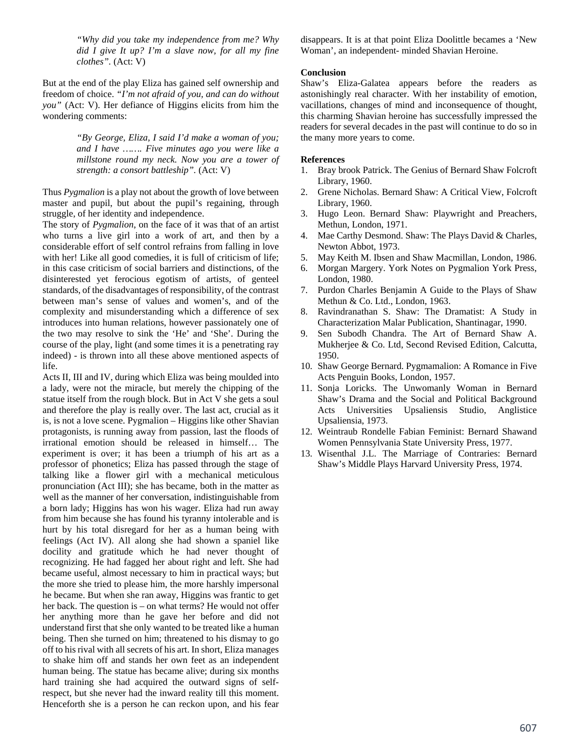*"Why did you take my independence from me? Why did I give It up? I'm a slave now, for all my fine clothes".* (Act: V)

But at the end of the play Eliza has gained self ownership and freedom of choice. *"I'm not afraid of you, and can do without you"* (Act: V). Her defiance of Higgins elicits from him the wondering comments:

*"By George, Eliza, I said I'd make a woman of you; and I have ……. Five minutes ago you were like a millstone round my neck. Now you are a tower of strength: a consort battleship".* (Act: V)

Thus *Pygmalion* is a play not about the growth of love between master and pupil, but about the pupil's regaining, through struggle, of her identity and independence.

The story of *Pygmalion*, on the face of it was that of an artist who turns a live girl into a work of art, and then by a considerable effort of self control refrains from falling in love with her! Like all good comedies, it is full of criticism of life; in this case criticism of social barriers and distinctions, of the disinterested yet ferocious egotism of artists, of genteel standards, of the disadvantages of responsibility, of the contrast between man's sense of values and women's, and of the complexity and misunderstanding which a difference of sex introduces into human relations, however passionately one of the two may resolve to sink the 'He' and 'She'. During the course of the play, light (and some times it is a penetrating ray indeed) - is thrown into all these above mentioned aspects of life.

Acts II, III and IV, during which Eliza was being moulded into a lady, were not the miracle, but merely the chipping of the statue itself from the rough block. But in Act V she gets a soul and therefore the play is really over. The last act, crucial as it is, is not a love scene. Pygmalion – Higgins like other Shavian protagonists, is running away from passion, last the floods of irrational emotion should be released in himself… The experiment is over; it has been a triumph of his art as a professor of phonetics; Eliza has passed through the stage of talking like a flower girl with a mechanical meticulous pronunciation (Act III); she has became, both in the matter as well as the manner of her conversation, indistinguishable from a born lady; Higgins has won his wager. Eliza had run away from him because she has found his tyranny intolerable and is hurt by his total disregard for her as a human being with feelings (Act IV). All along she had shown a spaniel like docility and gratitude which he had never thought of recognizing. He had fagged her about right and left. She had became useful, almost necessary to him in practical ways; but the more she tried to please him, the more harshly impersonal he became. But when she ran away, Higgins was frantic to get her back. The question is – on what terms? He would not offer her anything more than he gave her before and did not understand first that she only wanted to be treated like a human being. Then she turned on him; threatened to his dismay to go off to his rival with all secrets of his art. In short, Eliza manages to shake him off and stands her own feet as an independent human being. The statue has became alive; during six months hard training she had acquired the outward signs of self-respect, but she never had the inward reality till this moment. Henceforth she is a person he can reckon upon, and his fear disappears. It is at that point Eliza Doolittle becames a 'New Woman', an independent- minded Shavian Heroine.

**Conclusion**

Shaw's Eliza-Galatea appears before the readers as astonishingly real character. With her instability of emotion, vacillations, changes of mind and inconsequence of thought, this charming Shavian heroine has successfully impressed the readers for several decades in the past will continue to do so in the many more years to come.

**References**

1. Bray brook Patrick. The Genius of Bernard Shaw Folcroft Library, 1960.
2. Grene Nicholas. Bernard Shaw: A Critical View, Folcroft Library, 1960.
3. Hugo Leon. Bernard Shaw: Playwright and Preachers, Methun, London, 1971.
4. Mae Carthy Desmond. Shaw: The Plays David & Charles, Newton Abbot, 1973.
5. May Keith M. Ibsen and Shaw Macmillan, London, 1986.
6. Morgan Margery. York Notes on Pygmalion York Press, London, 1980.
7. Purdon Charles Benjamin A Guide to the Plays of Shaw Methun & Co. Ltd., London, 1963.
8. Ravindranathan S. Shaw: The Dramatist: A Study in Characterization Malar Publication, Shantinagar, 1990.
9. Sen Subodh Chandra. The Art of Bernard Shaw A. Mukherjee & Co. Ltd, Second Revised Edition, Calcutta, 1950.
10. Shaw George Bernard. Pygmamalion: A Romance in Five Acts Penguin Books, London, 1957.
11. Sonja Loricks. The Unwomanly Woman in Bernard Shaw's Drama and the Social and Political Background Acts Universities Upsaliensis Studio, Anglistice Upsaliensia, 1973.
12. Weintraub Rondelle Fabian Feminist: Bernard Shawand Women Pennsylvania State University Press, 1977.
13. Wisenthal J.L. The Marriage of Contraries: Bernard Shaw's Middle Plays Harvard University Press, 1974.